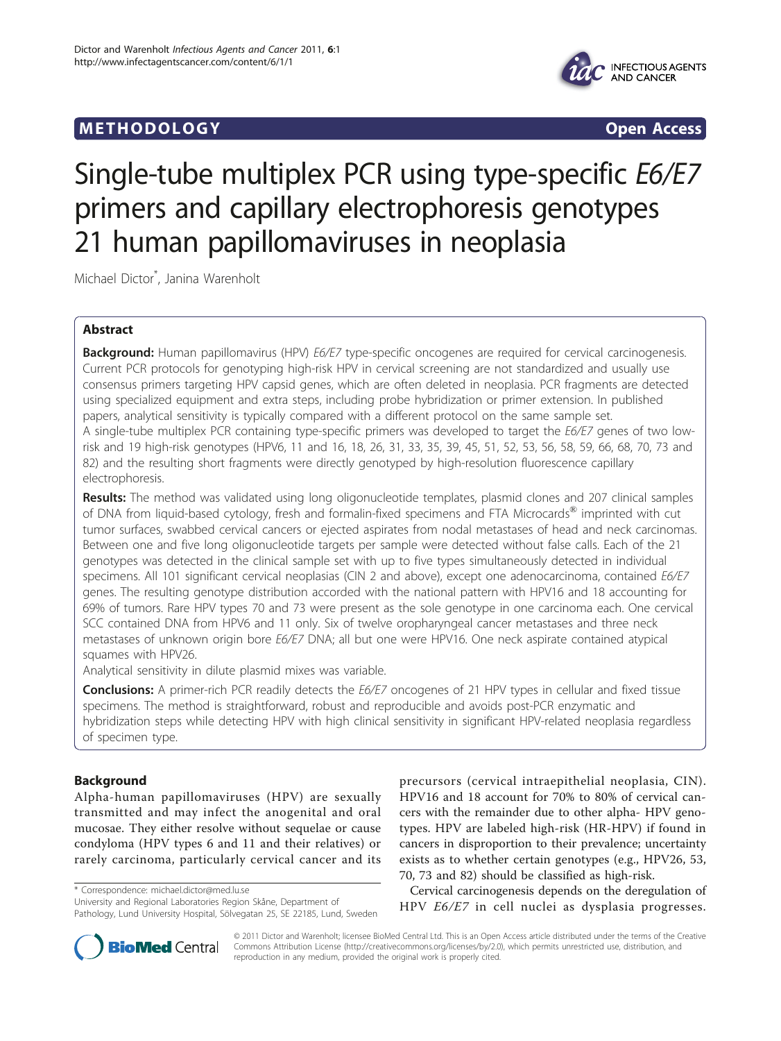**METHODOLOGY** **Open Access**

# Single-tube multiplex PCR using type-specific *E6/E7* primers and capillary electrophoresis genotypes 21 human papillomaviruses in neoplasia

Michael Dictor*, Janina Warenholt

## Abstract

**Background:** Human papillomavirus (HPV) *E6/E7* type-specific oncogenes are required for cervical carcinogenesis. Current PCR protocols for genotyping high-risk HPV in cervical screening are not standardized and usually use consensus primers targeting HPV capsid genes, which are often deleted in neoplasia. PCR fragments are detected using specialized equipment and extra steps, including probe hybridization or primer extension. In published papers, analytical sensitivity is typically compared with a different protocol on the same sample set.

A single-tube multiplex PCR containing type-specific primers was developed to target the *E6/E7* genes of two low-risk and 19 high-risk genotypes (HPV6, 11 and 16, 18, 26, 31, 33, 35, 39, 45, 51, 52, 53, 56, 58, 59, 66, 68, 70, 73 and 82) and the resulting short fragments were directly genotyped by high-resolution fluorescence capillary electrophoresis.

**Results:** The method was validated using long oligonucleotide templates, plasmid clones and 207 clinical samples of DNA from liquid-based cytology, fresh and formalin-fixed specimens and FTA Microcards® imprinted with cut tumor surfaces, swabbed cervical cancers or ejected aspirates from nodal metastases of head and neck carcinomas. Between one and five long oligonucleotide targets per sample were detected without false calls. Each of the 21 genotypes was detected in the clinical sample set with up to five types simultaneously detected in individual specimens. All 101 significant cervical neoplasias (CIN 2 and above), except one adenocarcinoma, contained *E6/E7* genes. The resulting genotype distribution accorded with the national pattern with HPV16 and 18 accounting for 69% of tumors. Rare HPV types 70 and 73 were present as the sole genotype in one carcinoma each. One cervical SCC contained DNA from HPV6 and 11 only. Six of twelve oropharyngeal cancer metastases and three neck metastases of unknown origin bore *E6/E7* DNA; all but one were HPV16. One neck aspirate contained atypical squames with HPV26.

Analytical sensitivity in dilute plasmid mixes was variable.

**Conclusions:** A primer-rich PCR readily detects the *E6/E7* oncogenes of 21 HPV types in cellular and fixed tissue specimens. The method is straightforward, robust and reproducible and avoids post-PCR enzymatic and hybridization steps while detecting HPV with high clinical sensitivity in significant HPV-related neoplasia regardless of specimen type.

## Background

Alpha-human papillomaviruses (HPV) are sexually transmitted and may infect the anogenital and oral mucosae. They either resolve without sequelae or cause condyloma (HPV types 6 and 11 and their relatives) or rarely carcinoma, particularly cervical cancer and its precursors (cervical intraepithelial neoplasia, CIN). HPV16 and 18 account for 70% to 80% of cervical cancers with the remainder due to other alpha- HPV genotypes. HPV are labeled high-risk (HR-HPV) if found in cancers in disproportion to their prevalence; uncertainty exists as to whether certain genotypes (e.g., HPV26, 53, 70, 73 and 82) should be classified as high-risk.

Cervical carcinogenesis depends on the deregulation of HPV *E6/E7* in cell nuclei as dysplasia progresses.

\* Correspondence: michael.dictor@med.lu.se
University and Regional Laboratories Region Skåne, Department of Pathology, Lund University Hospital, Sölvegatan 25, SE 22185, Lund, Sweden

© 2011 Dictor and Warenholt; licensee BioMed Central Ltd. This is an Open Access article distributed under the terms of the Creative Commons Attribution License (http://creativecommons.org/licenses/by/2.0), which permits unrestricted use, distribution, and reproduction in any medium, provided the original work is properly cited.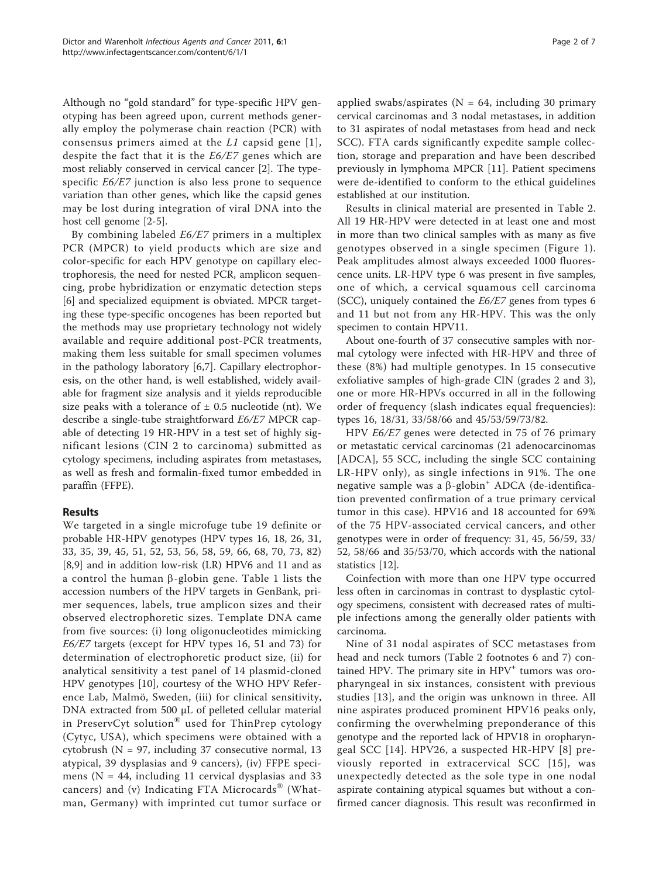Although no "gold standard" for type-specific HPV genotyping has been agreed upon, current methods generally employ the polymerase chain reaction (PCR) with consensus primers aimed at the *L1* capsid gene [1], despite the fact that it is the *E6/E7* genes which are most reliably conserved in cervical cancer [2]. The type-specific *E6/E7* junction is also less prone to sequence variation than other genes, which like the capsid genes may be lost during integration of viral DNA into the host cell genome [2-5].

By combining labeled *E6/E7* primers in a multiplex PCR (MPCR) to yield products which are size and color-specific for each HPV genotype on capillary electrophoresis, the need for nested PCR, amplicon sequencing, probe hybridization or enzymatic detection steps [6] and specialized equipment is obviated. MPCR targeting these type-specific oncogenes has been reported but the methods may use proprietary technology not widely available and require additional post-PCR treatments, making them less suitable for small specimen volumes in the pathology laboratory [6,7]. Capillary electrophoresis, on the other hand, is well established, widely available for fragment size analysis and it yields reproducible size peaks with a tolerance of ± 0.5 nucleotide (nt). We describe a single-tube straightforward *E6/E7* MPCR capable of detecting 19 HR-HPV in a test set of highly significant lesions (CIN 2 to carcinoma) submitted as cytology specimens, including aspirates from metastases, as well as fresh and formalin-fixed tumor embedded in paraffin (FFPE).

## Results

We targeted in a single microfuge tube 19 definite or probable HR-HPV genotypes (HPV types 16, 18, 26, 31, 33, 35, 39, 45, 51, 52, 53, 56, 58, 59, 66, 68, 70, 73, 82) [8,9] and in addition low-risk (LR) HPV6 and 11 and as a control the human β-globin gene. Table 1 lists the accession numbers of the HPV targets in GenBank, primer sequences, labels, true amplicon sizes and their observed electrophoretic sizes. Template DNA came from five sources: (i) long oligonucleotides mimicking *E6/E7* targets (except for HPV types 16, 51 and 73) for determination of electrophoretic product size, (ii) for analytical sensitivity a test panel of 14 plasmid-cloned HPV genotypes [10], courtesy of the WHO HPV Reference Lab, Malmö, Sweden, (iii) for clinical sensitivity, DNA extracted from 500 μL of pelleted cellular material in PreservCyt solution® used for ThinPrep cytology (Cytyc, USA), which specimens were obtained with a cytobrush (N = 97, including 37 consecutive normal, 13 atypical, 39 dysplasias and 9 cancers), (iv) FFPE specimens (N = 44, including 11 cervical dysplasias and 33 cancers) and (v) Indicating FTA Microcards® (Whatman, Germany) with imprinted cut tumor surface or applied swabs/aspirates (N = 64, including 30 primary cervical carcinomas and 3 nodal metastases, in addition to 31 aspirates of nodal metastases from head and neck SCC). FTA cards significantly expedite sample collection, storage and preparation and have been described previously in lymphoma MPCR [11]. Patient specimens were de-identified to conform to the ethical guidelines established at our institution.

Results in clinical material are presented in Table 2. All 19 HR-HPV were detected in at least one and most in more than two clinical samples with as many as five genotypes observed in a single specimen (Figure 1). Peak amplitudes almost always exceeded 1000 fluorescence units. LR-HPV type 6 was present in five samples, one of which, a cervical squamous cell carcinoma (SCC), uniquely contained the *E6/E7* genes from types 6 and 11 but not from any HR-HPV. This was the only specimen to contain HPV11.

About one-fourth of 37 consecutive samples with normal cytology were infected with HR-HPV and three of these (8%) had multiple genotypes. In 15 consecutive exfoliative samples of high-grade CIN (grades 2 and 3), one or more HR-HPVs occurred in all in the following order of frequency (slash indicates equal frequencies): types 16, 18/31, 33/58/66 and 45/53/59/73/82.

HPV *E6/E7* genes were detected in 75 of 76 primary or metastatic cervical carcinomas (21 adenocarcinomas [ADCA], 55 SCC, including the single SCC containing LR-HPV only), as single infections in 91%. The one negative sample was a β-globin+ ADCA (de-identification prevented confirmation of a true primary cervical tumor in this case). HPV16 and 18 accounted for 69% of the 75 HPV-associated cervical cancers, and other genotypes were in order of frequency: 31, 45, 56/59, 33/52, 58/66 and 35/53/70, which accords with the national statistics [12].

Coinfection with more than one HPV type occurred less often in carcinomas in contrast to dysplastic cytology specimens, consistent with decreased rates of multiple infections among the generally older patients with carcinoma.

Nine of 31 nodal aspirates of SCC metastases from head and neck tumors (Table 2 footnotes 6 and 7) contained HPV. The primary site in HPV+ tumors was oropharyngeal in six instances, consistent with previous studies [13], and the origin was unknown in three. All nine aspirates produced prominent HPV16 peaks only, confirming the overwhelming preponderance of this genotype and the reported lack of HPV18 in oropharyngeal SCC [14]. HPV26, a suspected HR-HPV [8] previously reported in extracervical SCC [15], was unexpectedly detected as the sole type in one nodal aspirate containing atypical squames but without a confirmed cancer diagnosis. This result was reconfirmed in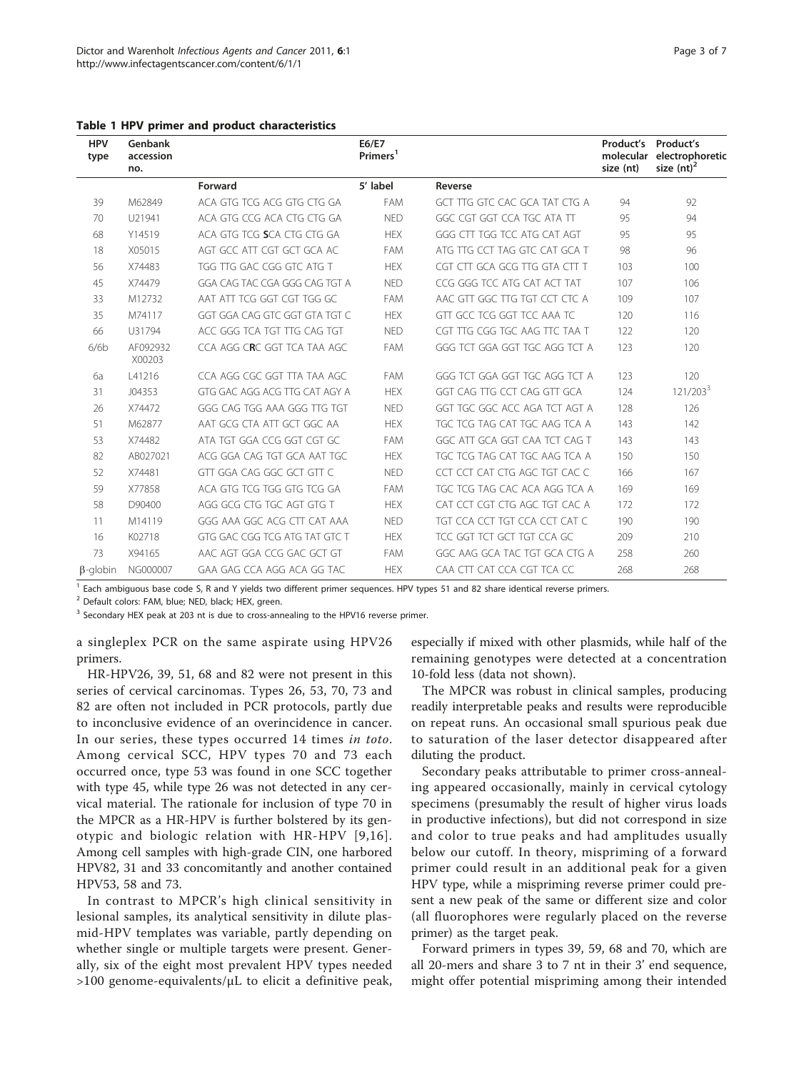**Table 1 HPV primer and product characteristics**

| HPV type | Genbank accession no. | E6/E7 Primers[1] | | | Product's molecular size (nt) | Product's electrophoretic size (nt)[2] |
|---|---|---|---|---|---|---|
| | | Forward | 5' label | Reverse | | |
| 39 | M62849 | ACA GTG TCG ACG GTG CTG GA | FAM | GCT TTG GTC CAC GCA TAT CTG A | 94 | 92 |
| 70 | U21941 | ACA GTG CCG ACA CTG CTG GA | NED | GGC CGT GGT CCA TGC ATA TT | 95 | 94 |
| 68 | Y14519 | ACA GTG TCG **S**CA CTG CTG GA | HEX | GGG CTT TGG TCC ATG CAT AGT | 95 | 95 |
| 18 | X05015 | AGT GCC ATT CGT GCT GCA AC | FAM | ATG TTG CCT TAG GTC CAT GCA T | 98 | 96 |
| 56 | X74483 | TGG TTG GAC CGG GTC ATG T | HEX | CGT CTT GCA GCG TTG GTA CTT T | 103 | 100 |
| 45 | X74479 | GGA CAG TAC CGA GGG CAG TGT A | NED | CCG GGG TCC ATG CAT ACT TAT | 107 | 106 |
| 33 | M12732 | AAT ATT TCG GGT CGT TGG GC | FAM | AAC GTT GGC TTG TGT CCT CTC A | 109 | 107 |
| 35 | M74117 | GGT GGA CAG GTC GGT GTA TGT C | HEX | GTT GCC TCG GGT TCC AAA TC | 120 | 116 |
| 66 | U31794 | ACC GGG TCA TGT TTG CAG TGT | NED | CGT TTG CGG TGC AAG TTC TAA T | 122 | 120 |
| 6/6b | AF092932 X00203 | CCA AGG C**R**C GGT TCA TAA AGC | FAM | GGG TCT GGA GGT TGC AGG TCT A | 123 | 120 |
| 6a | L41216 | CCA AGG CGC GGT TTA TAA AGC | FAM | GGG TCT GGA GGT TGC AGG TCT A | 123 | 120 |
| 31 | J04353 | GTG GAC AGG ACG TTG CAT AGY A | HEX | GGT CAG TTG CCT CAG GTT GCA | 124 | 121/203[3] |
| 26 | X74472 | GGG CAG TGG AAA GGG TTG TGT | NED | GGT TGC GGC ACC AGA TCT AGT A | 128 | 126 |
| 51 | M62877 | AAT GCG CTA ATT GCT GGC AA | HEX | TGC TCG TAG CAT TGC AAG TCA A | 143 | 142 |
| 53 | X74482 | ATA TGT GGA CCG GGT CGT GC | FAM | GGC ATT GCA GGT CAA TCT CAG T | 143 | 143 |
| 82 | AB027021 | ACG GGA CAG TGT GCA AAT TGC | HEX | TGC TCG TAG CAT TGC AAG TCA A | 150 | 150 |
| 52 | X74481 | GTT GGA CAG GGC GCT GTT C | NED | CCT CCT CAT CTG AGC TGT CAC C | 166 | 167 |
| 59 | X77858 | ACA GTG TCG TGG GTG TCG GA | FAM | TGC TCG TAG CAC ACA AGG TCA A | 169 | 169 |
| 58 | D90400 | AGG GCG CTG TGC AGT GTG T | HEX | CAT CCT CGT CTG AGC TGT CAC A | 172 | 172 |
| 11 | M14119 | GGG AAA GGC ACG CTT CAT AAA | NED | TGT CCA CCT TGT CCA CCT CAT C | 190 | 190 |
| 16 | K02718 | GTG GAC CGG TCG ATG TAT GTC T | HEX | TCC GGT TCT GCT TGT CCA GC | 209 | 210 |
| 73 | X94165 | AAC AGT GGA CCG GAC GCT GT | FAM | GGC AAG GCA TAC TGT GCA CTG A | 258 | 260 |
| β-globin | NG000007 | GAA GAG CCA AGG ACA GG TAC | HEX | CAA CTT CAT CCA CGT TCA CC | 268 | 268 |

[1] Each ambiguous base code S, R and Y yields two different primer sequences. HPV types 51 and 82 share identical reverse primers.

[2] Default colors: FAM, blue; NED, black; HEX, green.

[3] Secondary HEX peak at 203 nt is due to cross-annealing to the HPV16 reverse primer.

a singleplex PCR on the same aspirate using HPV26 primers.

HR-HPV26, 39, 51, 68 and 82 were not present in this series of cervical carcinomas. Types 26, 53, 70, 73 and 82 are often not included in PCR protocols, partly due to inconclusive evidence of an overincidence in cancer. In our series, these types occurred 14 times *in toto*. Among cervical SCC, HPV types 70 and 73 each occurred once, type 53 was found in one SCC together with type 45, while type 26 was not detected in any cervical material. The rationale for inclusion of type 70 in the MPCR as a HR-HPV is further bolstered by its genotypic and biologic relation with HR-HPV [9,16]. Among cell samples with high-grade CIN, one harbored HPV82, 31 and 33 concomitantly and another contained HPV53, 58 and 73.

In contrast to MPCR's high clinical sensitivity in lesional samples, its analytical sensitivity in dilute plasmid-HPV templates was variable, partly depending on whether single or multiple targets were present. Generally, six of the eight most prevalent HPV types needed >100 genome-equivalents/μL to elicit a definitive peak, especially if mixed with other plasmids, while half of the remaining genotypes were detected at a concentration 10-fold less (data not shown).

The MPCR was robust in clinical samples, producing readily interpretable peaks and results were reproducible on repeat runs. An occasional small spurious peak due to saturation of the laser detector disappeared after diluting the product.

Secondary peaks attributable to primer cross-annealing appeared occasionally, mainly in cervical cytology specimens (presumably the result of higher virus loads in productive infections), but did not correspond in size and color to true peaks and had amplitudes usually below our cutoff. In theory, mispriming of a forward primer could result in an additional peak for a given HPV type, while a mispriming reverse primer could present a new peak of the same or different size and color (all fluorophores were regularly placed on the reverse primer) as the target peak.

Forward primers in types 39, 59, 68 and 70, which are all 20-mers and share 3 to 7 nt in their 3' end sequence, might offer potential mispriming among their intended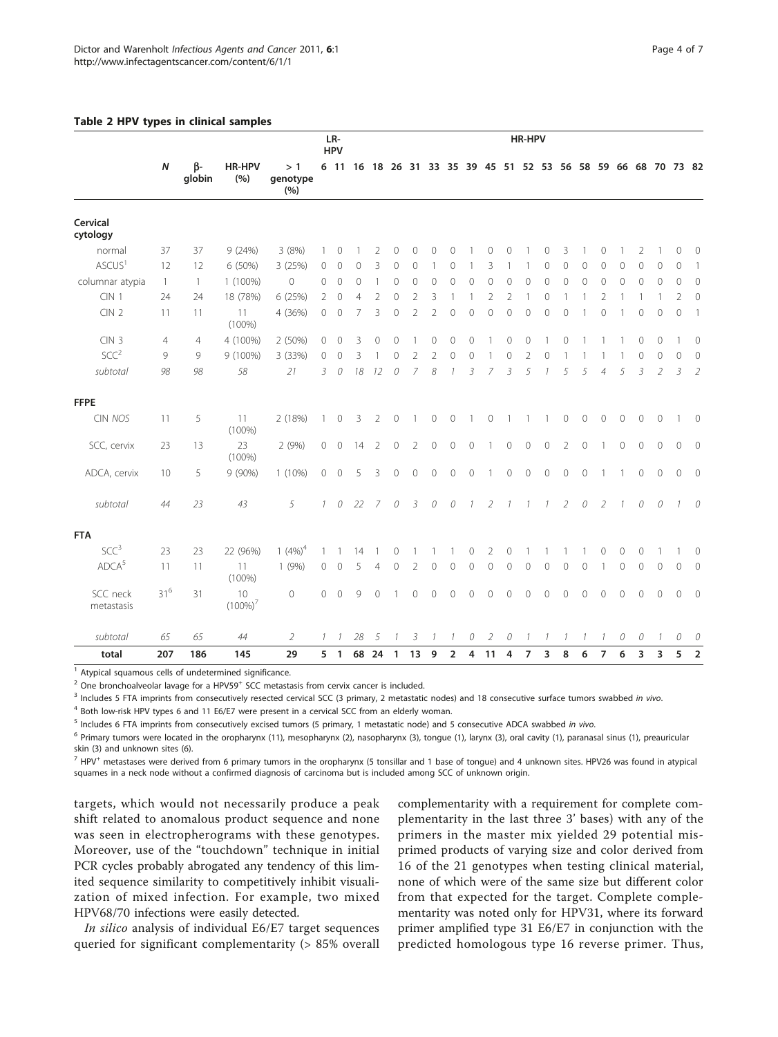**Table 2 HPV types in clinical samples**

| | N | β-globin | HR-HPV (%) | > 1 genotype (%) | LR-HPV | | HR-HPV | | | | | | | | | | | | | | | | | | |
|---|---|---|---|---|---|---|---|---|---|---|---|---|---|---|---|---|---|---|---|---|---|---|---|---|---|
| | | | | | 6 | 11 | 16 | 18 | 26 | 31 | 33 | 35 | 39 | 45 | 51 | 52 | 53 | 56 | 58 | 59 | 66 | 68 | 70 | 73 | 82 |
| **Cervical cytology** | | | | | | | | | | | | | | | | | | | | | | | | | |
| normal | 37 | 37 | 9 (24%) | 3 (8%) | 1 | 0 | 1 | 2 | 0 | 0 | 0 | 0 | 1 | 0 | 0 | 1 | 0 | 3 | 1 | 0 | 1 | 2 | 1 | 0 | 0 |
| ASCUS[1] | 12 | 12 | 6 (50%) | 3 (25%) | 0 | 0 | 0 | 3 | 0 | 0 | 1 | 0 | 1 | 3 | 1 | 1 | 0 | 0 | 0 | 0 | 0 | 0 | 0 | 0 | 1 |
| columnar atypia | 1 | 1 | 1 (100%) | 0 | 0 | 0 | 0 | 1 | 0 | 0 | 0 | 0 | 0 | 0 | 0 | 0 | 0 | 0 | 0 | 0 | 0 | 0 | 0 | 0 | 0 |
| CIN 1 | 24 | 24 | 18 (78%) | 6 (25%) | 2 | 0 | 4 | 2 | 0 | 2 | 3 | 1 | 1 | 2 | 2 | 1 | 0 | 1 | 1 | 2 | 1 | 1 | 1 | 2 | 0 |
| CIN 2 | 11 | 11 | 11 (100%) | 4 (36%) | 0 | 0 | 7 | 3 | 0 | 2 | 2 | 0 | 0 | 0 | 0 | 0 | 0 | 0 | 1 | 0 | 1 | 0 | 0 | 0 | 1 |
| CIN 3 | 4 | 4 | 4 (100%) | 2 (50%) | 0 | 0 | 3 | 0 | 0 | 1 | 0 | 0 | 0 | 1 | 0 | 0 | 1 | 0 | 1 | 1 | 1 | 0 | 0 | 1 | 0 |
| SCC[2] | 9 | 9 | 9 (100%) | 3 (33%) | 0 | 0 | 3 | 1 | 0 | 2 | 2 | 0 | 0 | 1 | 0 | 2 | 0 | 1 | 1 | 1 | 1 | 0 | 0 | 0 | 0 |
| *subtotal* | *98* | *98* | *58* | *21* | *3* | *0* | *18* | *12* | *0* | *7* | *8* | *1* | *3* | *7* | *3* | *5* | *1* | *5* | *5* | *4* | *5* | *3* | *2* | *3* | *2* |
| **FFPE** | | | | | | | | | | | | | | | | | | | | | | | | | |
| CIN *NOS* | 11 | 5 | 11 (100%) | 2 (18%) | 1 | 0 | 3 | 2 | 0 | 1 | 0 | 0 | 1 | 0 | 1 | 1 | 1 | 0 | 0 | 0 | 0 | 0 | 0 | 1 | 0 |
| SCC, cervix | 23 | 13 | 23 (100%) | 2 (9%) | 0 | 0 | 14 | 2 | 0 | 2 | 0 | 0 | 0 | 1 | 0 | 0 | 0 | 2 | 0 | 1 | 0 | 0 | 0 | 0 | 0 |
| ADCA, cervix | 10 | 5 | 9 (90%) | 1 (10%) | 0 | 0 | 5 | 3 | 0 | 0 | 0 | 0 | 0 | 1 | 0 | 0 | 0 | 0 | 0 | 1 | 1 | 0 | 0 | 0 | 0 |
| *subtotal* | *44* | *23* | *43* | *5* | *1* | *0* | *22* | *7* | *0* | *3* | *0* | *0* | *1* | *2* | *1* | *1* | *1* | *2* | *0* | *2* | *1* | *0* | *0* | *1* | *0* |
| **FTA** | | | | | | | | | | | | | | | | | | | | | | | | | |
| SCC[3] | 23 | 23 | 22 (96%) | 1 (4%)[4] | 1 | 1 | 14 | 1 | 0 | 1 | 1 | 1 | 0 | 2 | 0 | 1 | 1 | 1 | 1 | 0 | 0 | 0 | 1 | 1 | 0 |
| ADCA[5] | 11 | 11 | 11 (100%) | 1 (9%) | 0 | 0 | 5 | 4 | 0 | 2 | 0 | 0 | 0 | 0 | 0 | 0 | 0 | 0 | 0 | 1 | 0 | 0 | 0 | 0 | 0 |
| SCC neck metastasis | 31[6] | 31 | 10 (100%)[7] | 0 | 0 | 0 | 9 | 0 | 1 | 0 | 0 | 0 | 0 | 0 | 0 | 0 | 0 | 0 | 0 | 0 | 0 | 0 | 0 | 0 | 0 |
| *subtotal* | *65* | *65* | *44* | *2* | *1* | *1* | *28* | *5* | *1* | *3* | *1* | *1* | *0* | *2* | *0* | *1* | *1* | *1* | *1* | *1* | *0* | *0* | *1* | *0* | *0* |
| **total** | **207** | **186** | **145** | **29** | **5** | **1** | **68** | **24** | **1** | **13** | **9** | **2** | **4** | **11** | **4** | **7** | **3** | **8** | **6** | **7** | **6** | **3** | **3** | **5** | **2** |

[1] Atypical squamous cells of undetermined significance.

[2] One bronchoalveolar lavage for a HPV59+ SCC metastasis from cervix cancer is included.

[3] Includes 5 FTA imprints from consecutively resected cervical SCC (3 primary, 2 metastatic nodes) and 18 consecutive surface tumors swabbed *in vivo*.

[4] Both low-risk HPV types 6 and 11 E6/E7 were present in a cervical SCC from an elderly woman.

[5] Includes 6 FTA imprints from consecutively excised tumors (5 primary, 1 metastatic node) and 5 consecutive ADCA swabbed *in vivo*.

[6] Primary tumors were located in the oropharynx (11), mesopharynx (2), nasopharynx (3), tongue (1), larynx (3), oral cavity (1), paranasal sinus (1), preauricular skin (3) and unknown sites (6).

[7] HPV+ metastases were derived from 6 primary tumors in the oropharynx (5 tonsillar and 1 base of tongue) and 4 unknown sites. HPV26 was found in atypical squames in a neck node without a confirmed diagnosis of carcinoma but is included among SCC of unknown origin.

targets, which would not necessarily produce a peak shift related to anomalous product sequence and none was seen in electropherograms with these genotypes. Moreover, use of the "touchdown" technique in initial PCR cycles probably abrogated any tendency of this limited sequence similarity to competitively inhibit visualization of mixed infection. For example, two mixed HPV68/70 infections were easily detected.

*In silico* analysis of individual E6/E7 target sequences queried for significant complementarity (> 85% overall complementarity with a requirement for complete complementarity in the last three 3' bases) with any of the primers in the master mix yielded 29 potential misprimed products of varying size and color derived from 16 of the 21 genotypes when testing clinical material, none of which were of the same size but different color from that expected for the target. Complete complementarity was noted only for HPV31, where its forward primer amplified type 31 E6/E7 in conjunction with the predicted homologous type 16 reverse primer. Thus,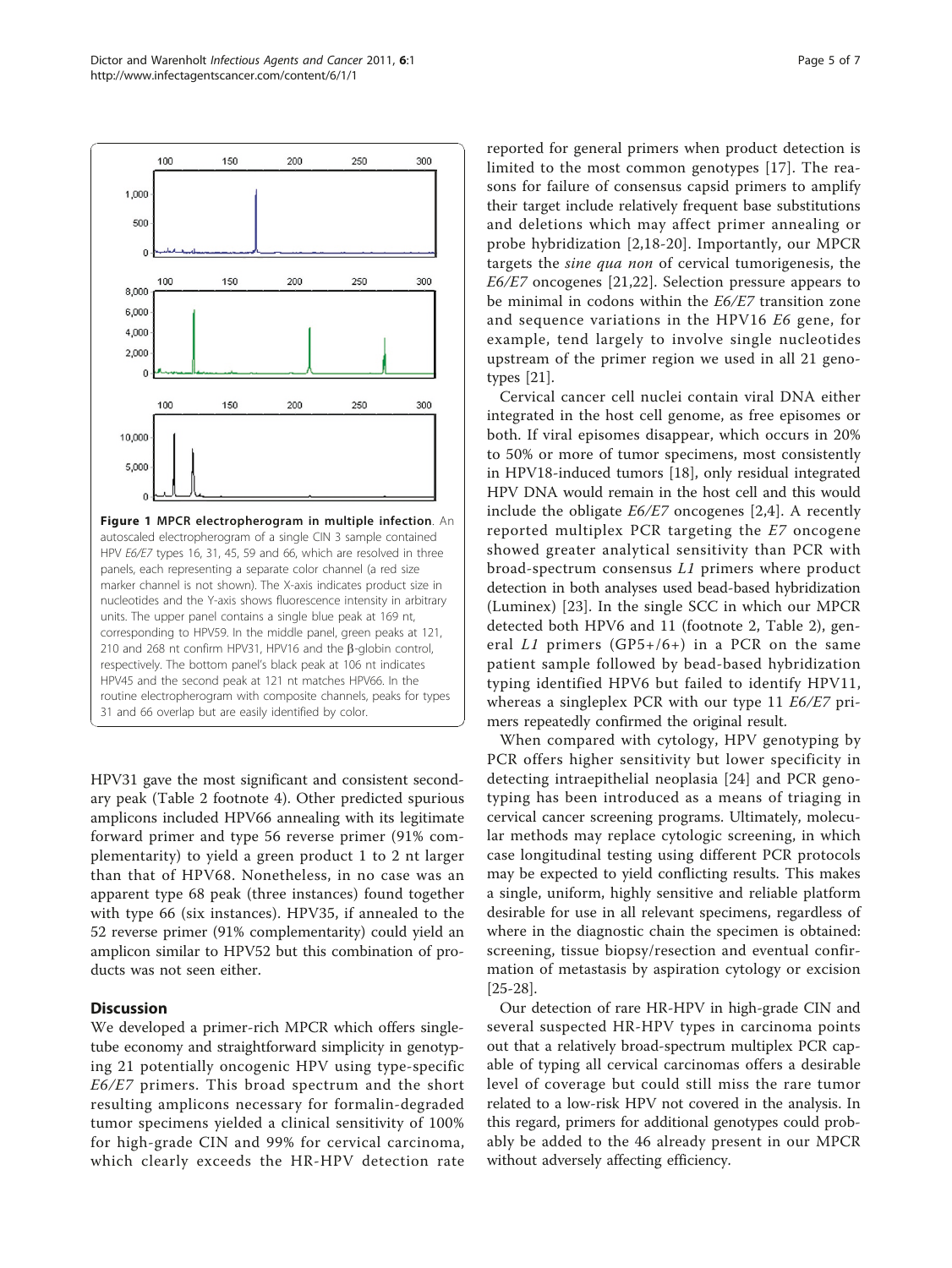**Figure 1 MPCR electropherogram in multiple infection**. An autoscaled electropherogram of a single CIN 3 sample contained HPV *E6/E7* types 16, 31, 45, 59 and 66, which are resolved in three panels, each representing a separate color channel (a red size marker channel is not shown). The X-axis indicates product size in nucleotides and the Y-axis shows fluorescence intensity in arbitrary units. The upper panel contains a single blue peak at 169 nt, corresponding to HPV59. In the middle panel, green peaks at 121, 210 and 268 nt confirm HPV31, HPV16 and the β-globin control, respectively. The bottom panel's black peak at 106 nt indicates HPV45 and the second peak at 121 nt matches HPV66. In the routine electropherogram with composite channels, peaks for types 31 and 66 overlap but are easily identified by color.

HPV31 gave the most significant and consistent secondary peak (Table 2 footnote 4). Other predicted spurious amplicons included HPV66 annealing with its legitimate forward primer and type 56 reverse primer (91% complementarity) to yield a green product 1 to 2 nt larger than that of HPV68. Nonetheless, in no case was an apparent type 68 peak (three instances) found together with type 66 (six instances). HPV35, if annealed to the 52 reverse primer (91% complementarity) could yield an amplicon similar to HPV52 but this combination of products was not seen either.

## Discussion

We developed a primer-rich MPCR which offers single-tube economy and straightforward simplicity in genotyping 21 potentially oncogenic HPV using type-specific *E6/E7* primers. This broad spectrum and the short resulting amplicons necessary for formalin-degraded tumor specimens yielded a clinical sensitivity of 100% for high-grade CIN and 99% for cervical carcinoma, which clearly exceeds the HR-HPV detection rate reported for general primers when product detection is limited to the most common genotypes [17]. The reasons for failure of consensus capsid primers to amplify their target include relatively frequent base substitutions and deletions which may affect primer annealing or probe hybridization [2,18-20]. Importantly, our MPCR targets the *sine qua non* of cervical tumorigenesis, the *E6/E7* oncogenes [21,22]. Selection pressure appears to be minimal in codons within the *E6/E7* transition zone and sequence variations in the HPV16 *E6* gene, for example, tend largely to involve single nucleotides upstream of the primer region we used in all 21 genotypes [21].

Cervical cancer cell nuclei contain viral DNA either integrated in the host cell genome, as free episomes or both. If viral episomes disappear, which occurs in 20% to 50% or more of tumor specimens, most consistently in HPV18-induced tumors [18], only residual integrated HPV DNA would remain in the host cell and this would include the obligate *E6/E7* oncogenes [2,4]. A recently reported multiplex PCR targeting the *E7* oncogene showed greater analytical sensitivity than PCR with broad-spectrum consensus *L1* primers where product detection in both analyses used bead-based hybridization (Luminex) [23]. In the single SCC in which our MPCR detected both HPV6 and 11 (footnote 2, Table 2), general *L1* primers (GP5+/6+) in a PCR on the same patient sample followed by bead-based hybridization typing identified HPV6 but failed to identify HPV11, whereas a singleplex PCR with our type 11 *E6/E7* primers repeatedly confirmed the original result.

When compared with cytology, HPV genotyping by PCR offers higher sensitivity but lower specificity in detecting intraepithelial neoplasia [24] and PCR genotyping has been introduced as a means of triaging in cervical cancer screening programs. Ultimately, molecular methods may replace cytologic screening, in which case longitudinal testing using different PCR protocols may be expected to yield conflicting results. This makes a single, uniform, highly sensitive and reliable platform desirable for use in all relevant specimens, regardless of where in the diagnostic chain the specimen is obtained: screening, tissue biopsy/resection and eventual confirmation of metastasis by aspiration cytology or excision [25-28].

Our detection of rare HR-HPV in high-grade CIN and several suspected HR-HPV types in carcinoma points out that a relatively broad-spectrum multiplex PCR capable of typing all cervical carcinomas offers a desirable level of coverage but could still miss the rare tumor related to a low-risk HPV not covered in the analysis. In this regard, primers for additional genotypes could probably be added to the 46 already present in our MPCR without adversely affecting efficiency.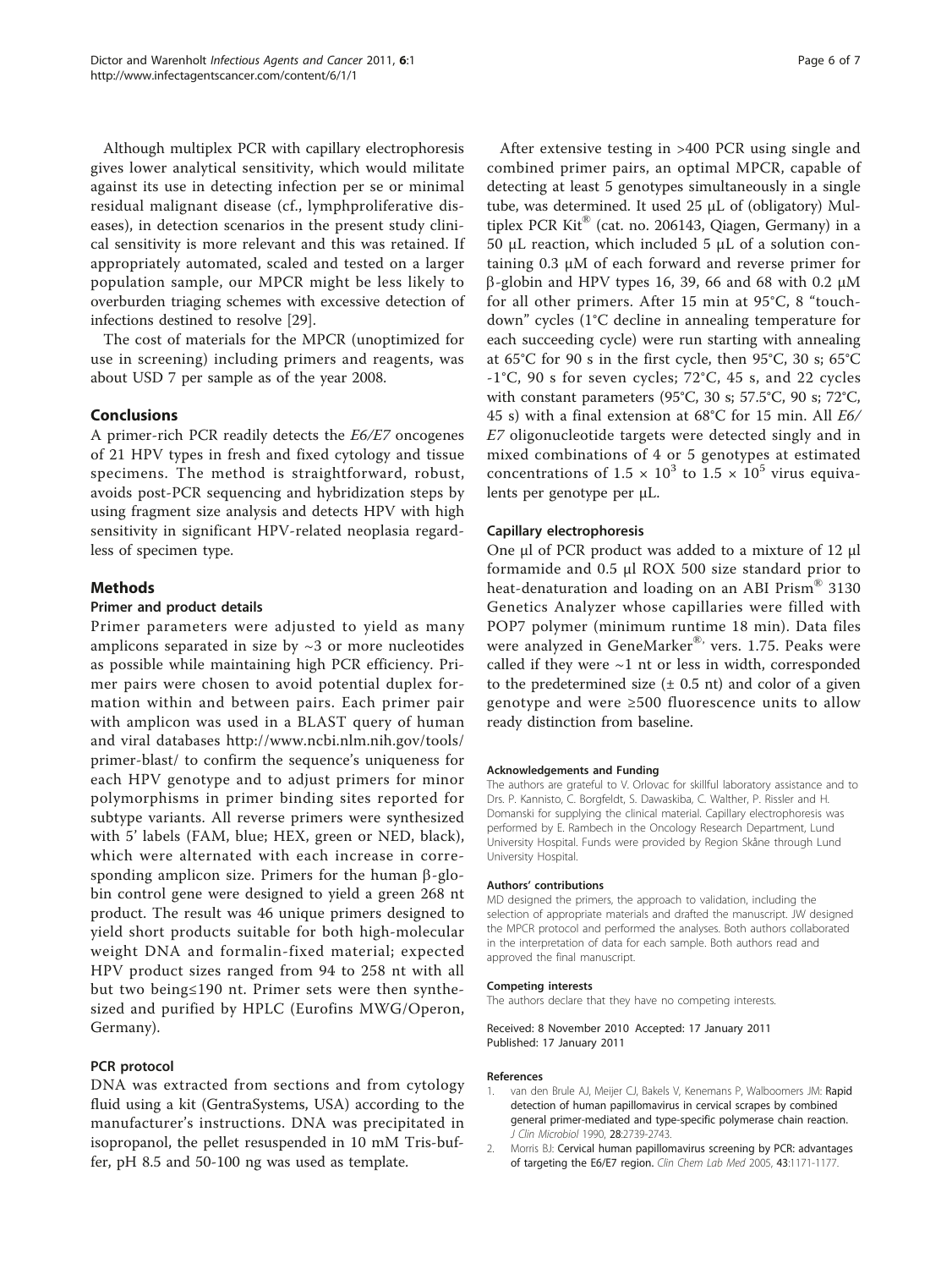Although multiplex PCR with capillary electrophoresis gives lower analytical sensitivity, which would militate against its use in detecting infection per se or minimal residual malignant disease (cf., lymphproliferative diseases), in detection scenarios in the present study clinical sensitivity is more relevant and this was retained. If appropriately automated, scaled and tested on a larger population sample, our MPCR might be less likely to overburden triaging schemes with excessive detection of infections destined to resolve [29].

The cost of materials for the MPCR (unoptimized for use in screening) including primers and reagents, was about USD 7 per sample as of the year 2008.

## Conclusions

A primer-rich PCR readily detects the *E6/E7* oncogenes of 21 HPV types in fresh and fixed cytology and tissue specimens. The method is straightforward, robust, avoids post-PCR sequencing and hybridization steps by using fragment size analysis and detects HPV with high sensitivity in significant HPV-related neoplasia regardless of specimen type.

## Methods

### Primer and product details

Primer parameters were adjusted to yield as many amplicons separated in size by ~3 or more nucleotides as possible while maintaining high PCR efficiency. Primer pairs were chosen to avoid potential duplex formation within and between pairs. Each primer pair with amplicon was used in a BLAST query of human and viral databases http://www.ncbi.nlm.nih.gov/tools/primer-blast/ to confirm the sequence's uniqueness for each HPV genotype and to adjust primers for minor polymorphisms in primer binding sites reported for subtype variants. All reverse primers were synthesized with 5' labels (FAM, blue; HEX, green or NED, black), which were alternated with each increase in corresponding amplicon size. Primers for the human β-globin control gene were designed to yield a green 268 nt product. The result was 46 unique primers designed to yield short products suitable for both high-molecular weight DNA and formalin-fixed material; expected HPV product sizes ranged from 94 to 258 nt with all but two being≤190 nt. Primer sets were then synthesized and purified by HPLC (Eurofins MWG/Operon, Germany).

### PCR protocol

DNA was extracted from sections and from cytology fluid using a kit (GentraSystems, USA) according to the manufacturer's instructions. DNA was precipitated in isopropanol, the pellet resuspended in 10 mM Tris-buffer, pH 8.5 and 50-100 ng was used as template.

After extensive testing in >400 PCR using single and combined primer pairs, an optimal MPCR, capable of detecting at least 5 genotypes simultaneously in a single tube, was determined. It used 25 µL of (obligatory) Multiplex PCR Kit® (cat. no. 206143, Qiagen, Germany) in a 50 µL reaction, which included 5 µL of a solution containing 0.3 µM of each forward and reverse primer for β-globin and HPV types 16, 39, 66 and 68 with 0.2 µM for all other primers. After 15 min at 95°C, 8 "touchdown" cycles (1°C decline in annealing temperature for each succeeding cycle) were run starting with annealing at 65°C for 90 s in the first cycle, then 95°C, 30 s; 65°C -1°C, 90 s for seven cycles; 72°C, 45 s, and 22 cycles with constant parameters (95°C, 30 s; 57.5°C, 90 s; 72°C, 45 s) with a final extension at 68°C for 15 min. All *E6/E7* oligonucleotide targets were detected singly and in mixed combinations of 4 or 5 genotypes at estimated concentrations of $1.5 \times 10^3$ to $1.5 \times 10^5$ virus equivalents per genotype per µL.

### Capillary electrophoresis

One µl of PCR product was added to a mixture of 12 µl formamide and 0.5 µl ROX 500 size standard prior to heat-denaturation and loading on an ABI Prism® 3130 Genetics Analyzer whose capillaries were filled with POP7 polymer (minimum runtime 18 min). Data files were analyzed in GeneMarker®, vers. 1.75. Peaks were called if they were ~1 nt or less in width, corresponded to the predetermined size (± 0.5 nt) and color of a given genotype and were ≥500 fluorescence units to allow ready distinction from baseline.

#### Acknowledgements and Funding

The authors are grateful to V. Orlovac for skillful laboratory assistance and to Drs. P. Kannisto, C. Borgfeldt, S. Dawaskiba, C. Walther, P. Rissler and H. Domanski for supplying the clinical material. Capillary electrophoresis was performed by E. Rambech in the Oncology Research Department, Lund University Hospital. Funds were provided by Region Skåne through Lund University Hospital.

#### Authors' contributions

MD designed the primers, the approach to validation, including the selection of appropriate materials and drafted the manuscript. JW designed the MPCR protocol and performed the analyses. Both authors collaborated in the interpretation of data for each sample. Both authors read and approved the final manuscript.

#### Competing interests

The authors declare that they have no competing interests.

Received: 8 November 2010 Accepted: 17 January 2011
Published: 17 January 2011

#### References

1. van den Brule AJ, Meijer CJ, Bakels V, Kenemans P, Walboomers JM: **Rapid detection of human papillomavirus in cervical scrapes by combined general primer-mediated and type-specific polymerase chain reaction.** *J Clin Microbiol* 1990, **28**:2739-2743.
2. Morris BJ: **Cervical human papillomavirus screening by PCR: advantages of targeting the E6/E7 region.** *Clin Chem Lab Med* 2005, **43**:1171-1177.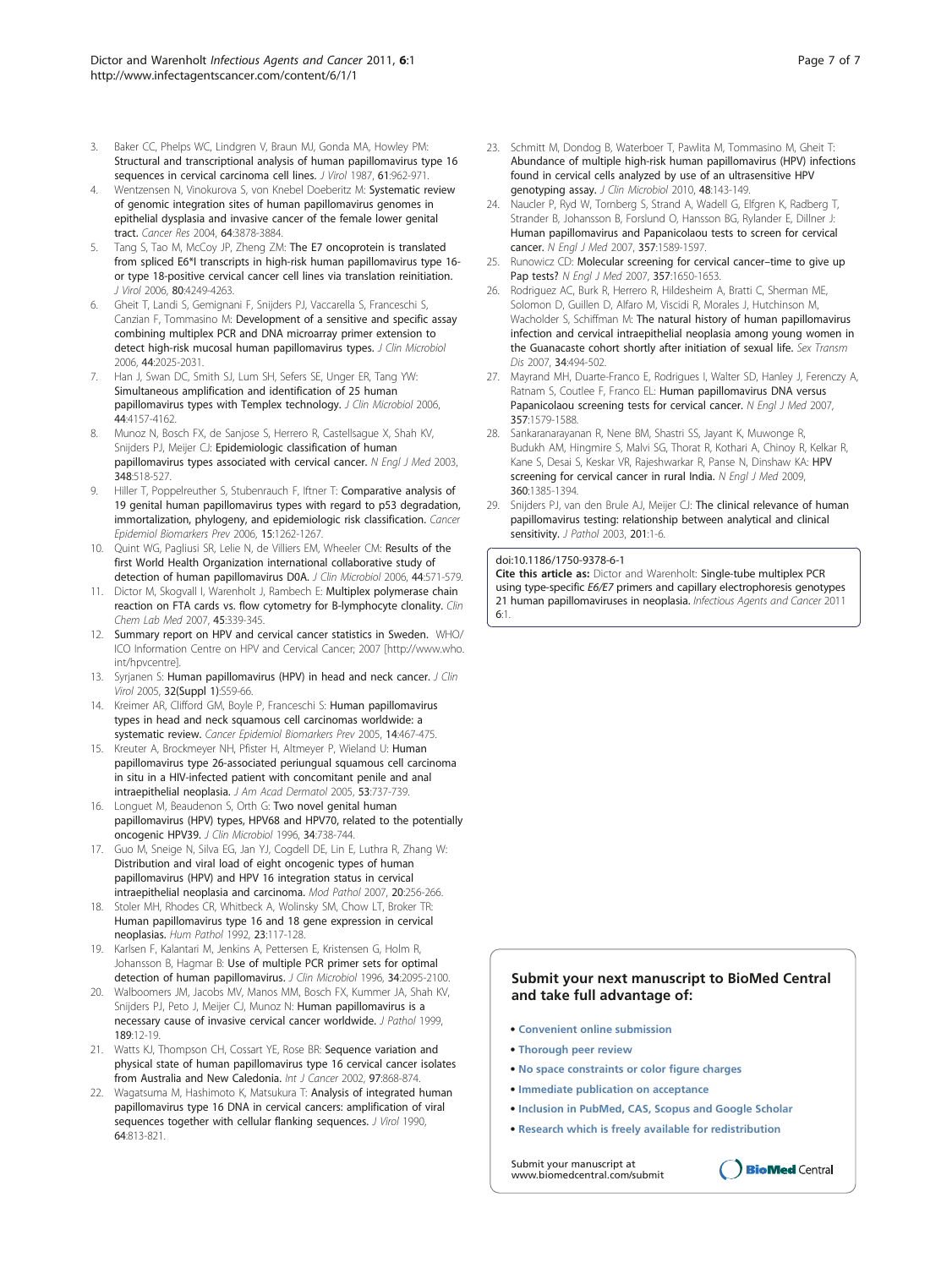3. Baker CC, Phelps WC, Lindgren V, Braun MJ, Gonda MA, Howley PM: **Structural and transcriptional analysis of human papillomavirus type 16 sequences in cervical carcinoma cell lines.** *J Virol* 1987, **61**:962-971.
4. Wentzensen N, Vinokurova S, von Knebel Doeberitz M: **Systematic review of genomic integration sites of human papillomavirus genomes in epithelial dysplasia and invasive cancer of the female lower genital tract.** *Cancer Res* 2004, **64**:3878-3884.
5. Tang S, Tao M, McCoy JP, Zheng ZM: **The E7 oncoprotein is translated from spliced E6*I transcripts in high-risk human papillomavirus type 16- or type 18-positive cervical cancer cell lines via translation reinitiation.** *J Virol* 2006, **80**:4249-4263.
6. Gheit T, Landi S, Gemignani F, Snijders PJ, Vaccarella S, Franceschi S, Canzian F, Tommasino M: **Development of a sensitive and specific assay combining multiplex PCR and DNA microarray primer extension to detect high-risk mucosal human papillomavirus types.** *J Clin Microbiol* 2006, **44**:2025-2031.
7. Han J, Swan DC, Smith SJ, Lum SH, Sefers SE, Unger ER, Tang YW: **Simultaneous amplification and identification of 25 human papillomavirus types with Templex technology.** *J Clin Microbiol* 2006, **44**:4157-4162.
8. Munoz N, Bosch FX, de Sanjose S, Herrero R, Castellsague X, Shah KV, Snijders PJ, Meijer CJ: **Epidemiologic classification of human papillomavirus types associated with cervical cancer.** *N Engl J Med* 2003, **348**:518-527.
9. Hiller T, Poppelreuther S, Stubenrauch F, Iftner T: **Comparative analysis of 19 genital human papillomavirus types with regard to p53 degradation, immortalization, phylogeny, and epidemiologic risk classification.** *Cancer Epidemiol Biomarkers Prev* 2006, **15**:1262-1267.
10. Quint WG, Pagliusi SR, Lelie N, de Villiers EM, Wheeler CM: **Results of the first World Health Organization international collaborative study of detection of human papillomavirus DNA.** *J Clin Microbiol* 2006, **44**:571-579.
11. Dictor M, Skogvall I, Warenholt J, Rambech E: **Multiplex polymerase chain reaction on FTA cards vs. flow cytometry for B-lymphocyte clonality.** *Clin Chem Lab Med* 2007, **45**:339-345.
12. **Summary report on HPV and cervical cancer statistics in Sweden.** WHO/ICO Information Centre on HPV and Cervical Cancer; 2007 [http://www.who.int/hpvcentre].
13. Syrjanen S: **Human papillomavirus (HPV) in head and neck cancer.** *J Clin Virol* 2005, **32(Suppl 1)**:S59-66.
14. Kreimer AR, Clifford GM, Boyle P, Franceschi S: **Human papillomavirus types in head and neck squamous cell carcinomas worldwide: a systematic review.** *Cancer Epidemiol Biomarkers Prev* 2005, **14**:467-475.
15. Kreuter A, Brockmeyer NH, Pfister H, Altmeyer P, Wieland U: **Human papillomavirus type 26-associated periungual squamous cell carcinoma in situ in a HIV-infected patient with concomitant penile and anal intraepithelial neoplasia.** *J Am Acad Dermatol* 2005, **53**:737-739.
16. Longuet M, Beaudenon S, Orth G: **Two novel genital human papillomavirus (HPV) types, HPV68 and HPV70, related to the potentially oncogenic HPV39.** *J Clin Microbiol* 1996, **34**:738-744.
17. Guo M, Sneige N, Silva EG, Jan YJ, Cogdell DE, Lin E, Luthra R, Zhang W: **Distribution and viral load of eight oncogenic types of human papillomavirus (HPV) and HPV 16 integration status in cervical intraepithelial neoplasia and carcinoma.** *Mod Pathol* 2007, **20**:256-266.
18. Stoler MH, Rhodes CR, Whitbeck A, Wolinsky SM, Chow LT, Broker TR: **Human papillomavirus type 16 and 18 gene expression in cervical neoplasias.** *Hum Pathol* 1992, **23**:117-128.
19. Karlsen F, Kalantari M, Jenkins A, Pettersen E, Kristensen G, Holm R, Johansson B, Hagmar B: **Use of multiple PCR primer sets for optimal detection of human papillomavirus.** *J Clin Microbiol* 1996, **34**:2095-2100.
20. Walboomers JM, Jacobs MV, Manos MM, Bosch FX, Kummer JA, Shah KV, Snijders PJ, Peto J, Meijer CJ, Munoz N: **Human papillomavirus is a necessary cause of invasive cervical cancer worldwide.** *J Pathol* 1999, **189**:12-19.
21. Watts KJ, Thompson CH, Cossart YE, Rose BR: **Sequence variation and physical state of human papillomavirus type 16 cervical cancer isolates from Australia and New Caledonia.** *Int J Cancer* 2002, **97**:868-874.
22. Wagatsuma M, Hashimoto K, Matsukura T: **Analysis of integrated human papillomavirus type 16 DNA in cervical cancers: amplification of viral sequences together with cellular flanking sequences.** *J Virol* 1990, **64**:813-821.
23. Schmitt M, Dondog B, Waterboer T, Pawlita M, Tommasino M, Gheit T: **Abundance of multiple high-risk human papillomavirus (HPV) infections found in cervical cells analyzed by use of an ultrasensitive HPV genotyping assay.** *J Clin Microbiol* 2010, **48**:143-149.
24. Naucler P, Ryd W, Tornberg S, Strand A, Wadell G, Elfgren K, Radberg T, Strander B, Johansson B, Forslund O, Hansson BG, Rylander E, Dillner J: **Human papillomavirus and Papanicolaou tests to screen for cervical cancer.** *N Engl J Med* 2007, **357**:1589-1597.
25. Runowicz CD: **Molecular screening for cervical cancer–time to give up Pap tests?** *N Engl J Med* 2007, **357**:1650-1653.
26. Rodriguez AC, Burk R, Herrero R, Hildesheim A, Bratti C, Sherman ME, Solomon D, Guillen D, Alfaro M, Viscidi R, Morales J, Hutchinson M, Wacholder S, Schiffman M: **The natural history of human papillomavirus infection and cervical intraepithelial neoplasia among young women in the Guanacaste cohort shortly after initiation of sexual life.** *Sex Transm Dis* 2007, **34**:494-502.
27. Mayrand MH, Duarte-Franco E, Rodrigues I, Walter SD, Hanley J, Ferenczy A, Ratnam S, Coutlee F, Franco EL: **Human papillomavirus DNA versus Papanicolaou screening tests for cervical cancer.** *N Engl J Med* 2007, **357**:1579-1588.
28. Sankaranarayanan R, Nene BM, Shastri SS, Jayant K, Muwonge R, Budukh AM, Hingmire S, Malvi SG, Thorat R, Kothari A, Chinoy R, Kelkar R, Kane S, Desai S, Keskar VR, Rajeshwarkar R, Panse N, Dinshaw KA: **HPV screening for cervical cancer in rural India.** *N Engl J Med* 2009, **360**:1385-1394.
29. Snijders PJ, van den Brule AJ, Meijer CJ: **The clinical relevance of human papillomavirus testing: relationship between analytical and clinical sensitivity.** *J Pathol* 2003, **201**:1-6.

doi:10.1186/1750-9378-6-1

**Cite this article as:** Dictor and Warenholt: **Single-tube multiplex PCR using type-specific *E6/E7* primers and capillary electrophoresis genotypes 21 human papillomaviruses in neoplasia.** *Infectious Agents and Cancer* 2011 **6**:1.

**Submit your next manuscript to BioMed Central and take full advantage of:**

- **Convenient online submission**
- **Thorough peer review**
- **No space constraints or color figure charges**
- **Immediate publication on acceptance**
- **Inclusion in PubMed, CAS, Scopus and Google Scholar**
- **Research which is freely available for redistribution**

Submit your manuscript at www.biomedcentral.com/submit

BioMed Central